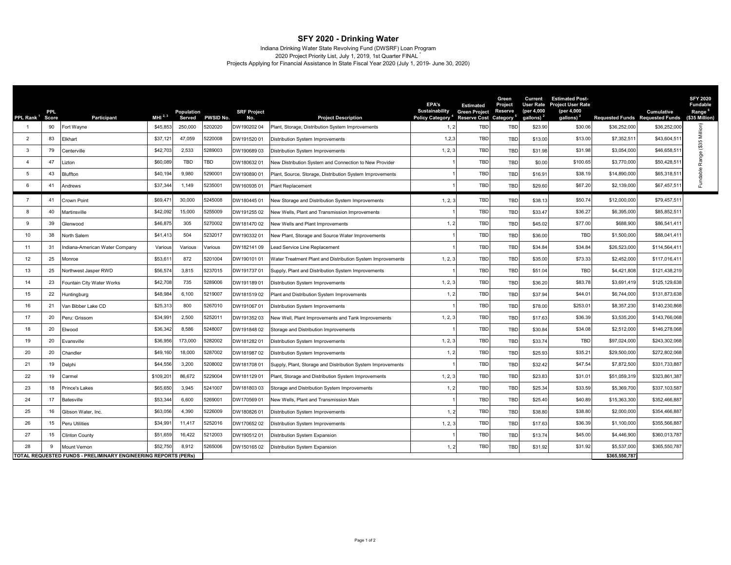# SFY 2020 - Drinking Water

Indiana Drinking Water State Revolving Fund (DWSRF) Loan Program
2020 Project Priority List, July 1, 2019, 1st Quarter FINAL *
Projects Applying for Financial Assistance In State Fiscal Year 2020 (July 1, 2019- June 30, 2020)

| PPL Rank [1] | PPL Score | Participant | MHI [2, 3] | Population Served | PWSID No. | SRF Project No. | Project Description | EPA's Sustainability Policy Category [4] | Estimated Green Project Reserve Cost | Green Project Reserve Category [5] | Current User Rate (per 4,000 gallons) [2] | Estimated Post-Project User Rate (per 4,000 gallons) [2] | Requested Funds | Cumulative Requested Funds | SFY 2020 Fundable Range [6] ($35 Million) |
|---|---|---|---|---|---|---|---|---|---|---|---|---|---|---|---|
| 1 | 90 | Fort Wayne | $45,853 | 250,000 | 5202020 | DW190202 04 | Plant, Storage, Distribution System Improvements | 1, 2 | TBD | TBD | $23.90 | $30.06 | $36,252,000 | $36,252,000 | Fundable Range ($35 Million) |
| 2 | 83 | Elkhart | $37,121 | 47,059 | 5220008 | DW191520 01 | Distribution System Improvements | 1,2,3 | TBD | TBD | $13.00 | $13.00 | $7,352,511 | $43,604,511 | |
| 3 | 79 | Centerville | $42,703 | 2,533 | 5289003 | DW190689 03 | Distribution System Improvements | 1, 2, 3 | TBD | TBD | $31.98 | $31.98 | $3,054,000 | $46,658,511 | |
| 4 | 47 | Lizton | $60,089 | TBD | TBD | DW180632 01 | New Distribution System and Connection to New Provider | 1 | TBD | TBD | $0.00 | $100.65 | $3,770,000 | $50,428,511 | |
| 5 | 43 | Bluffton | $40,194 | 9,980 | 5290001 | DW190890 01 | Plant, Source, Storage, Distribution System Improvements | 1 | TBD | TBD | $16.91 | $38.19 | $14,890,000 | $65,318,511 | |
| 6 | 41 | Andrews | $37,344 | 1,149 | 5235001 | DW160935 01 | Plant Replacement | 1 | TBD | TBD | $29.60 | $67.20 | $2,139,000 | $67,457,511 | |
| 7 | 41 | Crown Point | $69,471 | 30,000 | 5245008 | DW180445 01 | New Storage and Distribution System Improvements | 1, 2, 3 | TBD | TBD | $38.13 | $50.74 | $12,000,000 | $79,457,511 | |
| 8 | 40 | Martinsville | $42,092 | 15,000 | 5255009 | DW191255 02 | New Wells, Plant and Transmission Improvements | 1 | TBD | TBD | $33.47 | $36.27 | $6,395,000 | $85,852,511 | |
| 9 | 39 | Glenwood | $46,875 | 305 | 5270002 | DW181470 02 | New Wells and Plant Improvements | 1, 2 | TBD | TBD | $45.02 | $77.00 | $688,900 | $86,541,411 | |
| 10 | 38 | North Salem | $41,413 | 504 | 5232017 | DW190332 01 | New Plant, Storage and Source Water Improvements | 1 | TBD | TBD | $36.00 | TBD | $1,500,000 | $88,041,411 | |
| 11 | 31 | Indiana-American Water Company | Various | Various | Various | DW182141 09 | Lead Service Line Replacement | 1 | TBD | TBD | $34.84 | $34.84 | $26,523,000 | $114,564,411 | |
| 12 | 25 | Monroe | $53,611 | 872 | 5201004 | DW190101 01 | Water Treatment Plant and Distribution System Improvements | 1, 2, 3 | TBD | TBD | $35.00 | $73.33 | $2,452,000 | $117,016,411 | |
| 13 | 25 | Northwest Jasper RWD | $56,574 | 3,815 | 5237015 | DW191737 01 | Supply, Plant and Distribution System Improvements | 1 | TBD | TBD | $51.04 | TBD | $4,421,808 | $121,438,219 | |
| 14 | 23 | Fountain City Water Works | $42,708 | 735 | 5289006 | DW191189 01 | Distribution System Improvements | 1, 2, 3 | TBD | TBD | $36.20 | $83.78 | $3,691,419 | $125,129,638 | |
| 15 | 22 | Huntingburg | $48,984 | 6,100 | 5219007 | DW181519 02 | Plant and Distribution System Improvements | 1, 2 | TBD | TBD | $37.94 | $44.01 | $6,744,000 | $131,873,638 | |
| 16 | 21 | Van Bibber Lake CD | $25,313 | 800 | 5267010 | DW191067 01 | Distribution System Improvements | 1 | TBD | TBD | $78.00 | $253.01 | $8,357,230 | $140,230,868 | |
| 17 | 20 | Peru: Grissom | $34,991 | 2,500 | 5252011 | DW191352 03 | New Well, Plant Improvements and Tank Improvements | 1, 2, 3 | TBD | TBD | $17.63 | $36.39 | $3,535,200 | $143,766,068 | |
| 18 | 20 | Elwood | $36,342 | 8,586 | 5248007 | DW191848 02 | Storage and Distribution Improvements | 1 | TBD | TBD | $30.84 | $34.08 | $2,512,000 | $146,278,068 | |
| 19 | 20 | Evansville | $36,956 | 173,000 | 5282002 | DW181282 01 | Distribution System Improvements | 1, 2, 3 | TBD | TBD | $33.74 | TBD | $97,024,000 | $243,302,068 | |
| 20 | 20 | Chandler | $49,160 | 18,000 | 5287002 | DW181987 02 | Distribution System Improvements | 1, 2 | TBD | TBD | $25.93 | $35.21 | $29,500,000 | $272,802,068 | |
| 21 | 19 | Delphi | $44,556 | 3,200 | 5208002 | DW181708 01 | Supply, Plant, Storage and Distribution System Improvements | 1 | TBD | TBD | $32.42 | $47.54 | $7,872,500 | $331,733,887 | |
| 22 | 19 | Carmel | $109,201 | 86,672 | 5229004 | DW181129 01 | Plant, Storage and Distribution System Improvements | 1, 2, 3 | TBD | TBD | $23.83 | $31.01 | $51,059,319 | $323,861,387 | |
| 23 | 18 | Prince's Lakes | $65,650 | 3,945 | 5241007 | DW181803 03 | Storage and Distribution System Improvements | 1, 2 | TBD | TBD | $25.34 | $33.59 | $5,369,700 | $337,103,587 | |
| 24 | 17 | Batesville | $53,344 | 6,600 | 5269001 | DW170569 01 | New Wells, Plant and Transmission Main | 1 | TBD | TBD | $25.40 | $40.89 | $15,363,300 | $352,466,887 | |
| 25 | 16 | Gibson Water, Inc. | $63,056 | 4,390 | 5226009 | DW180826 01 | Distribution System Improvements | 1, 2 | TBD | TBD | $38.80 | $38.80 | $2,000,000 | $354,466,887 | |
| 26 | 15 | Peru Utilities | $34,991 | 11,417 | 5252016 | DW170652 02 | Distribution System Improvements | 1, 2, 3 | TBD | TBD | $17.63 | $36.39 | $1,100,000 | $355,566,887 | |
| 27 | 15 | Clinton County | $51,659 | 16,422 | 5212003 | DW190512 01 | Distribution System Expansion | 1 | TBD | TBD | $13.74 | $45.00 | $4,446,900 | $360,013,787 | |
| 28 | 9 | Mount Vernon | $52,750 | 8,912 | 5265006 | DW150165 02 | Distribution System Expansion | 1, 2 | TBD | TBD | $31.92 | $31.92 | $5,537,000 | $365,550,787 | |
| TOTAL REQUESTED FUNDS - PRELIMINARY ENGINEERING REPORTS (PERs) | | | | | | | | | | | | | $365,550,787 | | |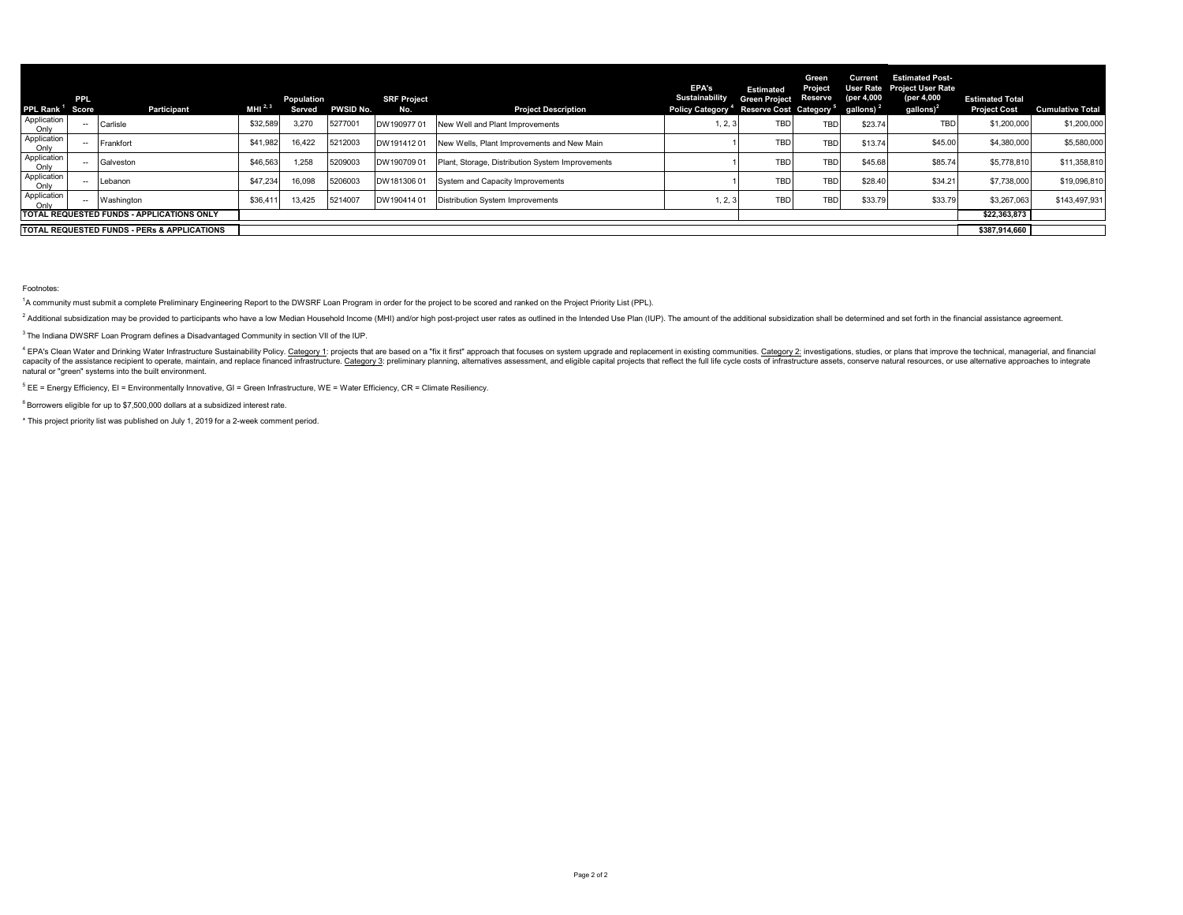| PPL Rank [1] | PPL Score | Participant | MHI [2, 3] | Population Served | PWSID No. | SRF Project No. | Project Description | EPA's Sustainability Policy Category [4] | Estimated Green Project Reserve Cost | Green Project Reserve Category [5] | Current User Rate (per 4,000 gallons) [2] | Estimated Post-Project User Rate (per 4,000 gallons) [2] | Estimated Total Project Cost | Cumulative Total |
|---|---|---|---|---|---|---|---|---|---|---|---|---|---|---|
| Application Only | -- | Carlisle | $32,589 | 3,270 | 5277001 | DW190977 01 | New Well and Plant Improvements | 1, 2, 3 | TBD | TBD | $23.74 | TBD | $1,200,000 | $1,200,000 |
| Application Only | -- | Frankfort | $41,982 | 16,422 | 5212003 | DW191412 01 | New Wells, Plant Improvements and New Main | 1 | TBD | TBD | $13.74 | $45.00 | $4,380,000 | $5,580,000 |
| Application Only | -- | Galveston | $46,563 | 1,258 | 5209003 | DW190709 01 | Plant, Storage, Distribution System Improvements | 1 | TBD | TBD | $45.68 | $85.74 | $5,778,810 | $11,358,810 |
| Application Only | -- | Lebanon | $47,234 | 16,098 | 5206003 | DW181306 01 | System and Capacity Improvements | 1 | TBD | TBD | $28.40 | $34.21 | $7,738,000 | $19,096,810 |
| Application Only | -- | Washington | $36,411 | 13,425 | 5214007 | DW190414 01 | Distribution System Improvements | 1, 2, 3 | TBD | TBD | $33.79 | $33.79 | $3,267,063 | $143,497,931 |
| **TOTAL REQUESTED FUNDS - APPLICATIONS ONLY** | | | | | | | | | | | | | **$22,363,873** | |
| **TOTAL REQUESTED FUNDS - PERs & APPLICATIONS** | | | | | | | | | | | | | **$387,914,660** | |

Footnotes:

[1] A community must submit a complete Preliminary Engineering Report to the DWSRF Loan Program in order for the project to be scored and ranked on the Project Priority List (PPL).

[2] Additional subsidization may be provided to participants who have a low Median Household Income (MHI) and/or high post-project user rates as outlined in the Intended Use Plan (IUP). The amount of the additional subsidization shall be determined and set forth in the financial assistance agreement.

[3] The Indiana DWSRF Loan Program defines a Disadvantaged Community in section VII of the IUP.

[4] EPA's Clean Water and Drinking Water Infrastructure Sustainability Policy. Category 1: projects that are based on a "fix it first" approach that focuses on system upgrade and replacement in existing communities. Category 2: investigations, studies, or plans that improve the technical, managerial, and financial capacity of the assistance recipient to operate, maintain, and replace financed infrastructure. Category 3: preliminary planning, alternatives assessment, and eligible capital projects that reflect the full life cycle costs of infrastructure assets, conserve natural resources, or use alternative approaches to integrate natural or "green" systems into the built environment.

[5] EE = Energy Efficiency, EI = Environmentally Innovative, GI = Green Infrastructure, WE = Water Efficiency, CR = Climate Resiliency.

[6] Borrowers eligible for up to $7,500,000 dollars at a subsidized interest rate.

* This project priority list was published on July 1, 2019 for a 2-week comment period.